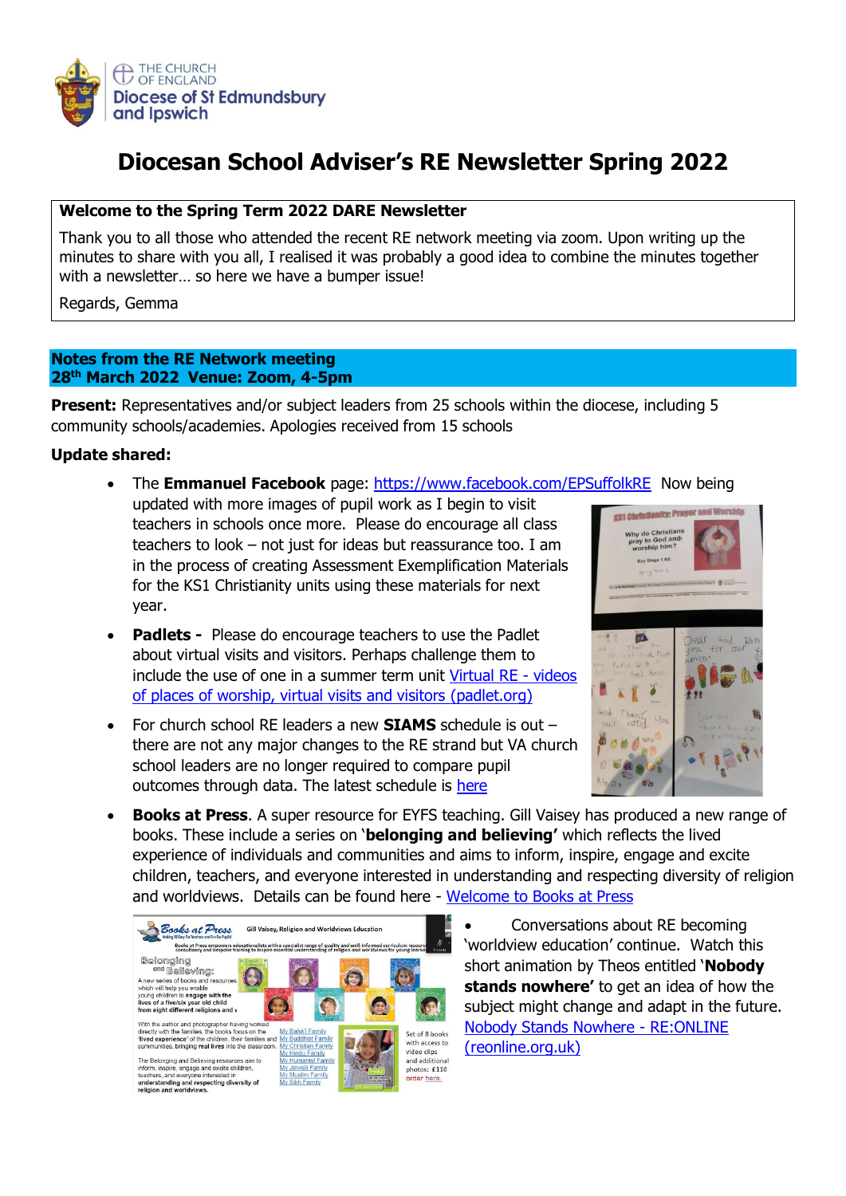# Diocesan School Adviser's RE Newsletter Spring 2022

**Welcome to the Spring Term 2022 DARE Newsletter**

Thank you to all those who attended the recent RE network meeting via zoom. Upon writing up the minutes to share with you all, I realised it was probably a good idea to combine the minutes together with a newsletter… so here we have a bumper issue!

Regards, Gemma

## Notes from the RE Network meeting
## 28th March 2022 Venue: Zoom, 4-5pm

**Present:** Representatives and/or subject leaders from 25 schools within the diocese, including 5 community schools/academies. Apologies received from 15 schools

**Update shared:**

- The **Emmanuel Facebook** page: https://www.facebook.com/EPSuffolkRE Now being updated with more images of pupil work as I begin to visit teachers in schools once more. Please do encourage all class teachers to look – not just for ideas but reassurance too. I am in the process of creating Assessment Exemplification Materials for the KS1 Christianity units using these materials for next year.
- **Padlets -** Please do encourage teachers to use the Padlet about virtual visits and visitors. Perhaps challenge them to include the use of one in a summer term unit [Virtual RE - videos of places of worship, virtual visits and visitors (padlet.org)]
- For church school RE leaders a new **SIAMS** schedule is out – there are not any major changes to the RE strand but VA church school leaders are no longer required to compare pupil outcomes through data. The latest schedule is [here]
- **Books at Press**. A super resource for EYFS teaching. Gill Vaisey has produced a new range of books. These include a series on '**belonging and believing'** which reflects the lived experience of individuals and communities and aims to inform, inspire, engage and excite children, teachers, and everyone interested in understanding and respecting diversity of religion and worldviews. Details can be found here - [Welcome to Books at Press]
- Conversations about RE becoming 'worldview education' continue. Watch this short animation by Theos entitled '**Nobody stands nowhere'** to get an idea of how the subject might change and adapt in the future. [Nobody Stands Nowhere - RE:ONLINE (reonline.org.uk)]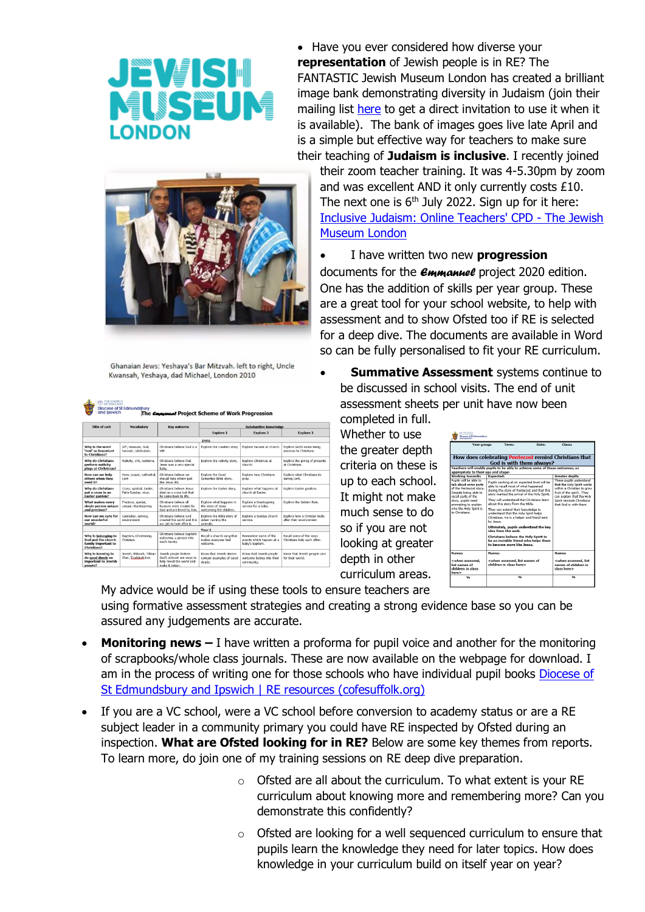- Have you ever considered how diverse your **representation** of Jewish people is in RE? The FANTASTIC Jewish Museum London has created a brilliant image bank demonstrating diversity in Judaism (join their mailing list [here](here) to get a direct invitation to use it when it is available). The bank of images goes live late April and is a simple but effective way for teachers to make sure their teaching of **Judaism is inclusive**. I recently joined their zoom teacher training. It was 4-5.30pm by zoom and was excellent AND it only currently costs £10. The next one is 6th July 2022. Sign up for it here: [Inclusive Judaism: Online Teachers' CPD - The Jewish Museum London](Inclusive Judaism: Online Teachers' CPD - The Jewish Museum London)

Ghanaian Jews: Yeshaya's Bar Mitzvah. left to right, Uncle Kwansah, Yeshaya, dad Michael, London 2010

- I have written two new **progression** documents for the *Emmanuel* project 2020 edition. One has the addition of skills per year group. These are a great tool for your school website, to help with assessment and to show Ofsted too if RE is selected for a deep dive. The documents are available in Word so can be fully personalised to fit your RE curriculum.

- **Summative Assessment** systems continue to be discussed in school visits. The end of unit assessment sheets per unit have now been completed in full. Whether to use the greater depth criteria on these is up to each school. It might not make much sense to do so if you are not looking at greater depth in other curriculum areas. My advice would be if using these tools to ensure teachers are using formative assessment strategies and creating a strong evidence base so you can be assured any judgements are accurate.

- **Monitoring news –** I have written a proforma for pupil voice and another for the monitoring of scrapbooks/whole class journals. These are now available on the webpage for download. I am in the process of writing one for those schools who have individual pupil books [Diocese of St Edmundsbury and Ipswich | RE resources (cofesuffolk.org)](Diocese of St Edmundsbury and Ipswich | RE resources (cofesuffolk.org))

- If you are a VC school, were a VC school before conversion to academy status or are a RE subject leader in a community primary you could have RE inspected by Ofsted during an inspection. **What are Ofsted looking for in RE?** Below are some key themes from reports. To learn more, do join one of my training sessions on RE deep dive preparation.
  - Ofsted are all about the curriculum. To what extent is your RE curriculum about knowing more and remembering more? Can you demonstrate this confidently?
  - Ofsted are looking for a well sequenced curriculum to ensure that pupils learn the knowledge they need for later topics. How does knowledge in your curriculum build on itself year on year?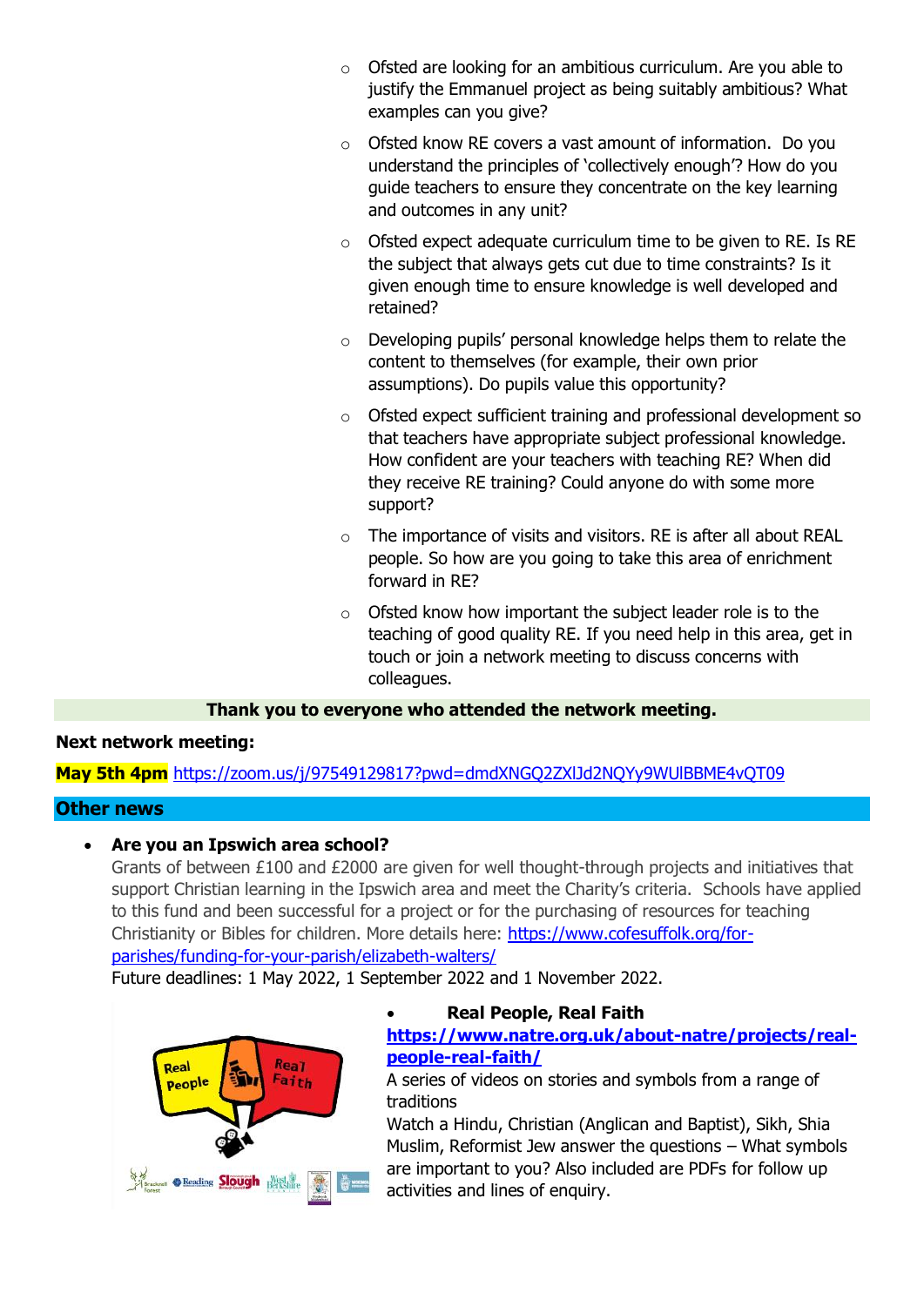- Ofsted are looking for an ambitious curriculum. Are you able to justify the Emmanuel project as being suitably ambitious? What examples can you give?
- Ofsted know RE covers a vast amount of information. Do you understand the principles of 'collectively enough'? How do you guide teachers to ensure they concentrate on the key learning and outcomes in any unit?
- Ofsted expect adequate curriculum time to be given to RE. Is RE the subject that always gets cut due to time constraints? Is it given enough time to ensure knowledge is well developed and retained?
- Developing pupils' personal knowledge helps them to relate the content to themselves (for example, their own prior assumptions). Do pupils value this opportunity?
- Ofsted expect sufficient training and professional development so that teachers have appropriate subject professional knowledge. How confident are your teachers with teaching RE? When did they receive RE training? Could anyone do with some more support?
- The importance of visits and visitors. RE is after all about REAL people. So how are you going to take this area of enrichment forward in RE?
- Ofsted know how important the subject leader role is to the teaching of good quality RE. If you need help in this area, get in touch or join a network meeting to discuss concerns with colleagues.

**Thank you to everyone who attended the network meeting.**

**Next network meeting:**

**May 5th 4pm** https://zoom.us/j/97549129817?pwd=dmdXNGQ2ZXlJd2NQYy9WUlBBME4vQT09

## Other news

- **Are you an Ipswich area school?**
  Grants of between £100 and £2000 are given for well thought-through projects and initiatives that support Christian learning in the Ipswich area and meet the Charity's criteria. Schools have applied to this fund and been successful for a project or for the purchasing of resources for teaching Christianity or Bibles for children. More details here: https://www.cofesuffolk.org/for-parishes/funding-for-your-parish/elizabeth-walters/
  Future deadlines: 1 May 2022, 1 September 2022 and 1 November 2022.

- **Real People, Real Faith**
  **https://www.natre.org.uk/about-natre/projects/real-people-real-faith/**
  A series of videos on stories and symbols from a range of traditions
  Watch a Hindu, Christian (Anglican and Baptist), Sikh, Shia Muslim, Reformist Jew answer the questions – What symbols are important to you? Also included are PDFs for follow up activities and lines of enquiry.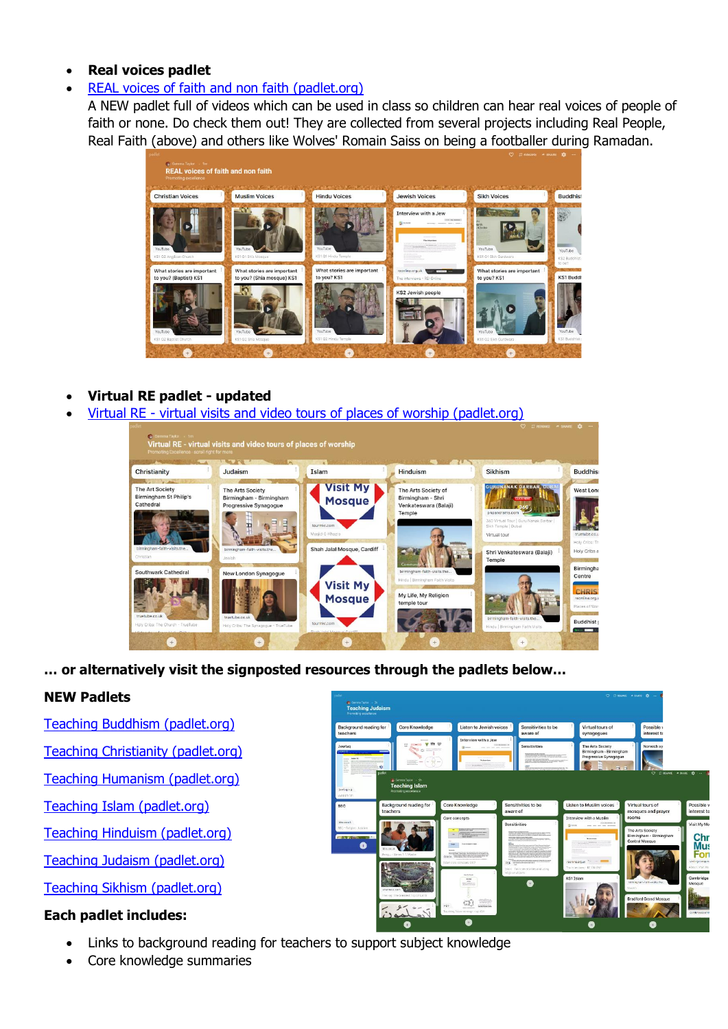- **Real voices padlet**
- REAL voices of faith and non faith (padlet.org)

  A NEW padlet full of videos which can be used in class so children can hear real voices of people of faith or none. Do check them out! They are collected from several projects including Real People, Real Faith (above) and others like Wolves' Romain Saiss on being a footballer during Ramadan.

- **Virtual RE padlet - updated**
- Virtual RE - virtual visits and video tours of places of worship (padlet.org)

**… or alternatively visit the signposted resources through the padlets below…**

**NEW Padlets**

Teaching Buddhism (padlet.org)

Teaching Christianity (padlet.org)

Teaching Humanism (padlet.org)

Teaching Islam (padlet.org)

Teaching Hinduism (padlet.org)

Teaching Judaism (padlet.org)

Teaching Sikhism (padlet.org)

**Each padlet includes:**

- Links to background reading for teachers to support subject knowledge
- Core knowledge summaries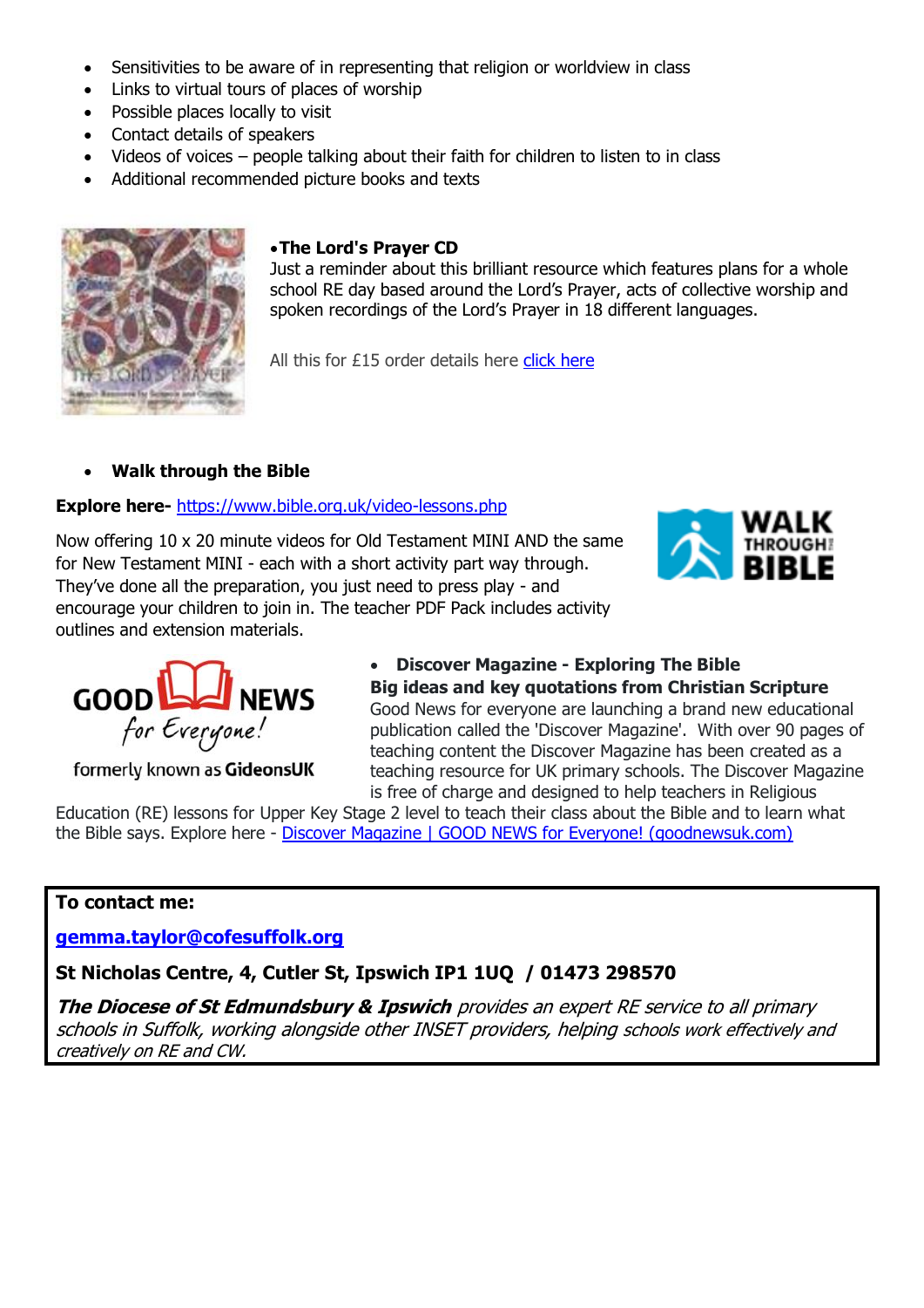- Sensitivities to be aware of in representing that religion or worldview in class
- Links to virtual tours of places of worship
- Possible places locally to visit
- Contact details of speakers
- Videos of voices – people talking about their faith for children to listen to in class
- Additional recommended picture books and texts

- **The Lord's Prayer CD**

Just a reminder about this brilliant resource which features plans for a whole school RE day based around the Lord's Prayer, acts of collective worship and spoken recordings of the Lord's Prayer in 18 different languages.

All this for £15 order details here [click here]

- **Walk through the Bible**

**Explore here-** https://www.bible.org.uk/video-lessons.php

Now offering 10 x 20 minute videos for Old Testament MINI AND the same for New Testament MINI - each with a short activity part way through. They've done all the preparation, you just need to press play - and encourage your children to join in. The teacher PDF Pack includes activity outlines and extension materials.

GOOD NEWS for Everyone!

formerly known as GideonsUK

- **Discover Magazine - Exploring The Bible**

**Big ideas and key quotations from Christian Scripture**

Good News for everyone are launching a brand new educational publication called the 'Discover Magazine'. With over 90 pages of teaching content the Discover Magazine has been created as a teaching resource for UK primary schools. The Discover Magazine is free of charge and designed to help teachers in Religious Education (RE) lessons for Upper Key Stage 2 level to teach their class about the Bible and to learn what the Bible says. Explore here - [Discover Magazine | GOOD NEWS for Everyone! (goodnewsuk.com)]

**To contact me:**

**gemma.taylor@cofesuffolk.org**

**St Nicholas Centre, 4, Cutler St, Ipswich IP1 1UQ / 01473 298570**

***The Diocese of St Edmundsbury & Ipswich*** *provides an expert RE service to all primary schools in Suffolk, working alongside other INSET providers, helping schools work effectively and creatively on RE and CW.*